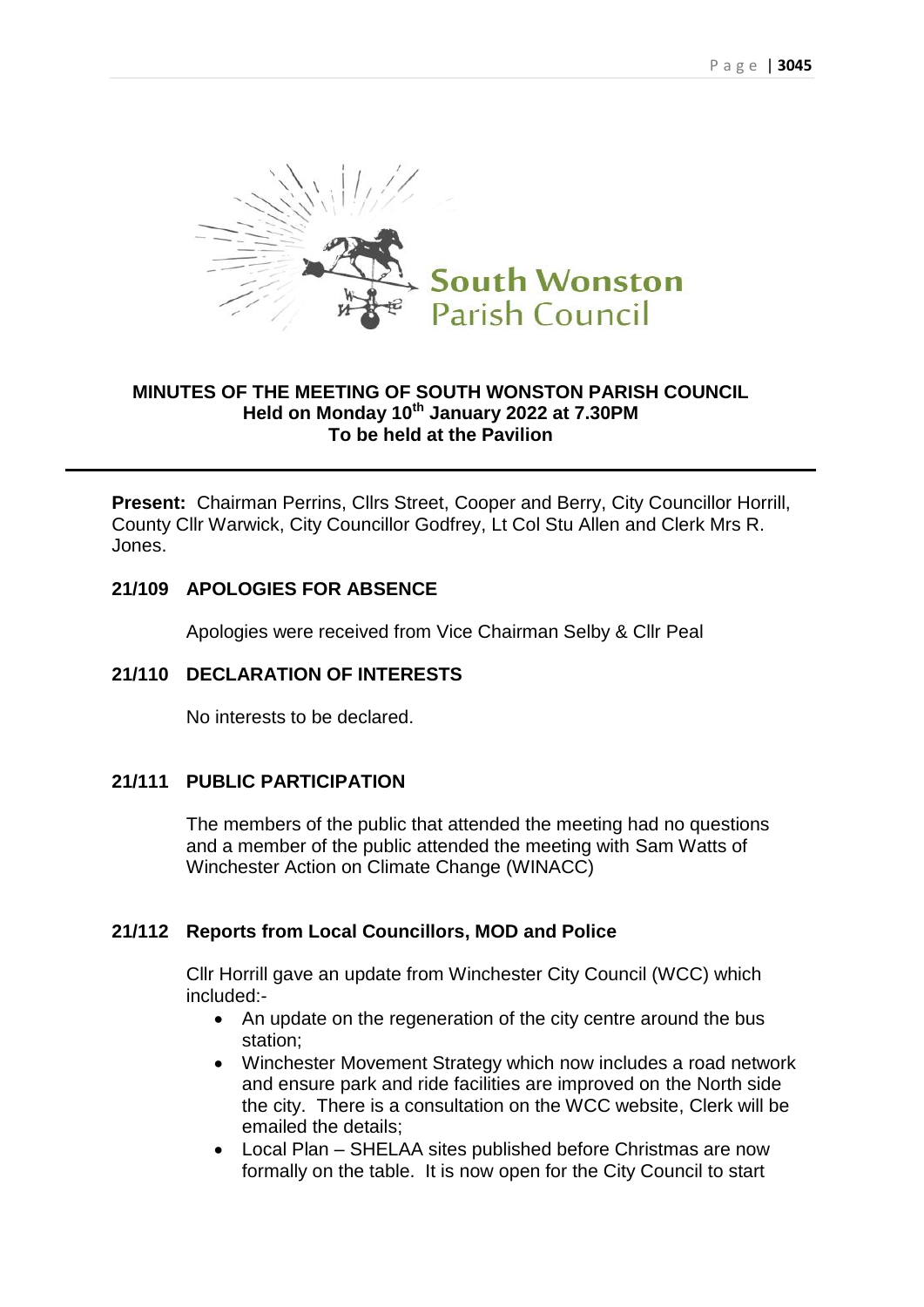South Wonston Parish Council

**MINUTES OF THE MEETING OF SOUTH WONSTON PARISH COUNCIL**
**Held on Monday 10th January 2022 at 7.30PM**
**To be held at the Pavilion**

---

**Present:** Chairman Perrins, Cllrs Street, Cooper and Berry, City Councillor Horrill, County Cllr Warwick, City Councillor Godfrey, Lt Col Stu Allen and Clerk Mrs R. Jones.

## 21/109 APOLOGIES FOR ABSENCE

Apologies were received from Vice Chairman Selby & Cllr Peal

## 21/110 DECLARATION OF INTERESTS

No interests to be declared.

## 21/111 PUBLIC PARTICIPATION

The members of the public that attended the meeting had no questions and a member of the public attended the meeting with Sam Watts of Winchester Action on Climate Change (WINACC)

## 21/112 Reports from Local Councillors, MOD and Police

Cllr Horrill gave an update from Winchester City Council (WCC) which included:-

- An update on the regeneration of the city centre around the bus station;
- Winchester Movement Strategy which now includes a road network and ensure park and ride facilities are improved on the North side the city. There is a consultation on the WCC website, Clerk will be emailed the details;
- Local Plan – SHELAA sites published before Christmas are now formally on the table. It is now open for the City Council to start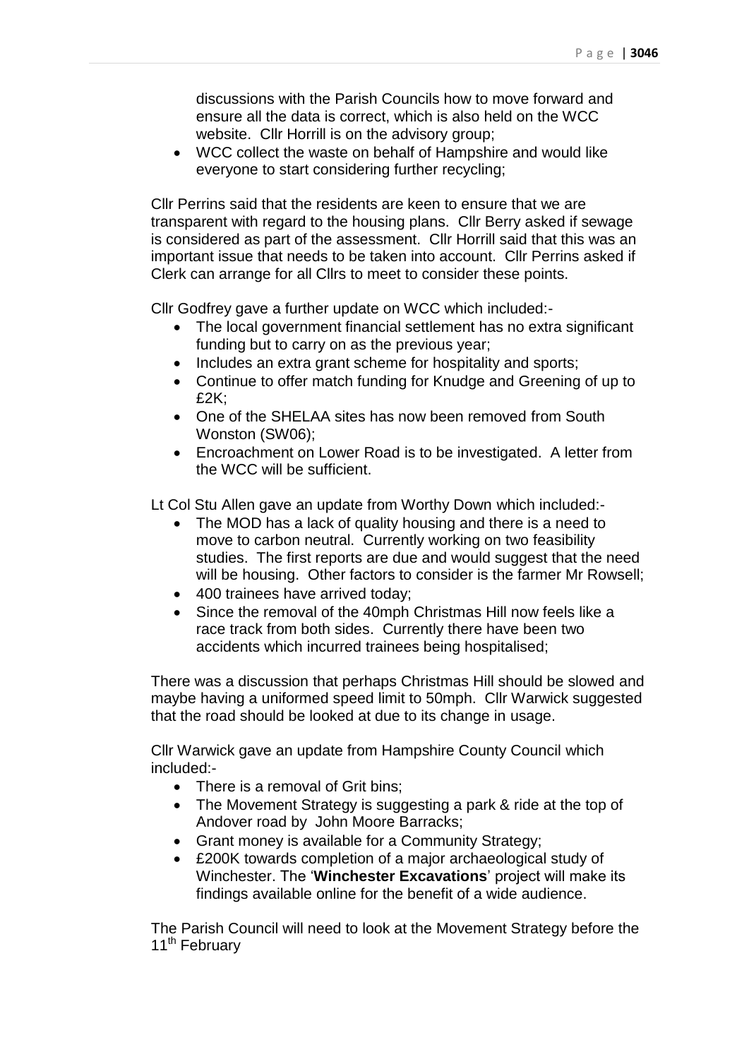discussions with the Parish Councils how to move forward and ensure all the data is correct, which is also held on the WCC website. Cllr Horrill is on the advisory group;

- WCC collect the waste on behalf of Hampshire and would like everyone to start considering further recycling;

Cllr Perrins said that the residents are keen to ensure that we are transparent with regard to the housing plans. Cllr Berry asked if sewage is considered as part of the assessment. Cllr Horrill said that this was an important issue that needs to be taken into account. Cllr Perrins asked if Clerk can arrange for all Cllrs to meet to consider these points.

Cllr Godfrey gave a further update on WCC which included:-

- The local government financial settlement has no extra significant funding but to carry on as the previous year;
- Includes an extra grant scheme for hospitality and sports;
- Continue to offer match funding for Knudge and Greening of up to £2K;
- One of the SHELAA sites has now been removed from South Wonston (SW06);
- Encroachment on Lower Road is to be investigated. A letter from the WCC will be sufficient.

Lt Col Stu Allen gave an update from Worthy Down which included:-

- The MOD has a lack of quality housing and there is a need to move to carbon neutral. Currently working on two feasibility studies. The first reports are due and would suggest that the need will be housing. Other factors to consider is the farmer Mr Rowsell;
- 400 trainees have arrived today;
- Since the removal of the 40mph Christmas Hill now feels like a race track from both sides. Currently there have been two accidents which incurred trainees being hospitalised;

There was a discussion that perhaps Christmas Hill should be slowed and maybe having a uniformed speed limit to 50mph. Cllr Warwick suggested that the road should be looked at due to its change in usage.

Cllr Warwick gave an update from Hampshire County Council which included:-

- There is a removal of Grit bins;
- The Movement Strategy is suggesting a park & ride at the top of Andover road by John Moore Barracks;
- Grant money is available for a Community Strategy;
- £200K towards completion of a major archaeological study of Winchester. The '**Winchester Excavations**' project will make its findings available online for the benefit of a wide audience.

The Parish Council will need to look at the Movement Strategy before the 11th February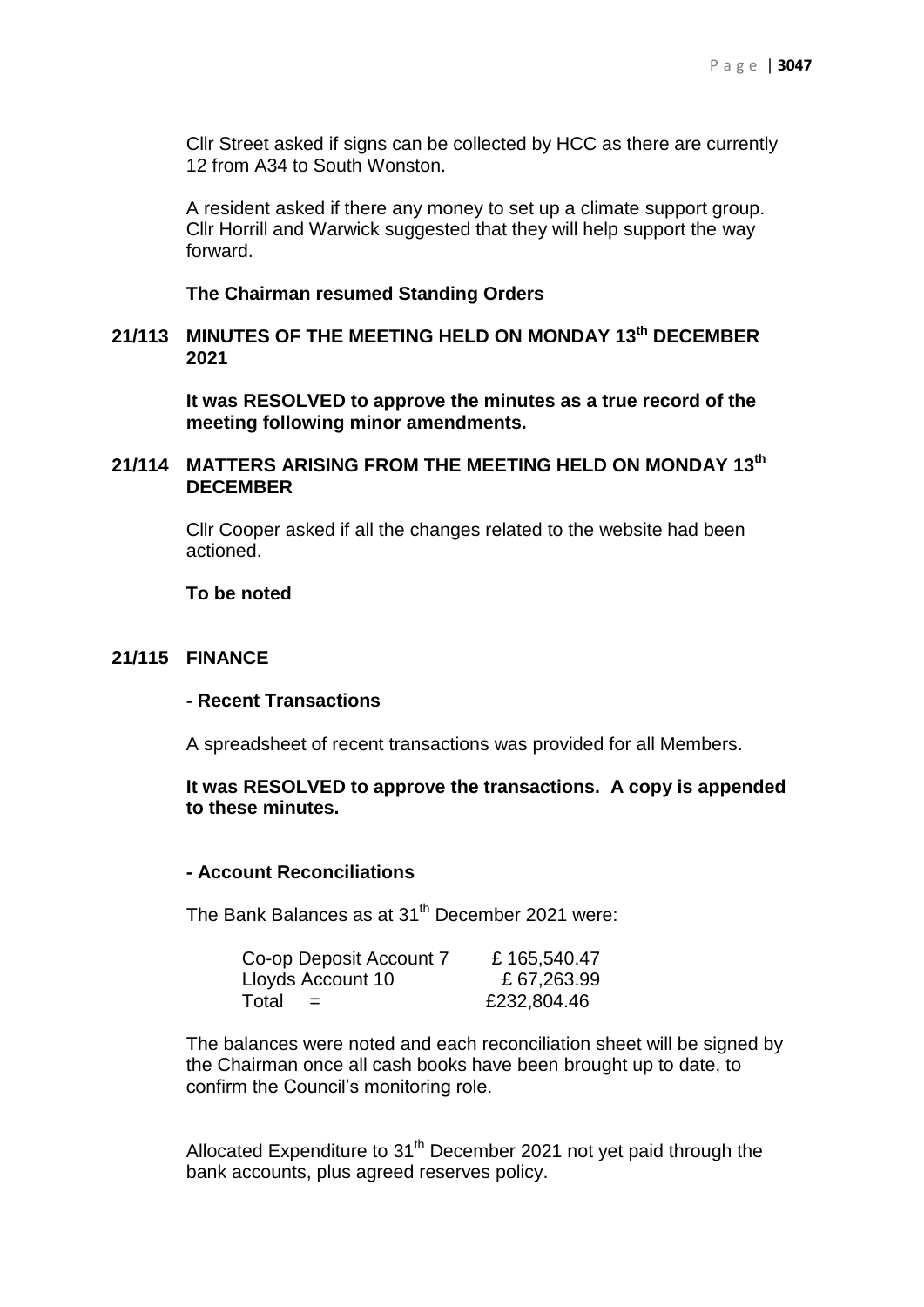Cllr Street asked if signs can be collected by HCC as there are currently 12 from A34 to South Wonston.

A resident asked if there any money to set up a climate support group. Cllr Horrill and Warwick suggested that they will help support the way forward.

**The Chairman resumed Standing Orders**

## 21/113 MINUTES OF THE MEETING HELD ON MONDAY 13th DECEMBER 2021

**It was RESOLVED to approve the minutes as a true record of the meeting following minor amendments.**

## 21/114 MATTERS ARISING FROM THE MEETING HELD ON MONDAY 13th DECEMBER

Cllr Cooper asked if all the changes related to the website had been actioned.

**To be noted**

## 21/115 FINANCE

### - Recent Transactions

A spreadsheet of recent transactions was provided for all Members.

**It was RESOLVED to approve the transactions. A copy is appended to these minutes.**

### - Account Reconciliations

The Bank Balances as at 31th December 2021 were:

| | |
|---|---|
| Co-op Deposit Account 7 | £ 165,540.47 |
| Lloyds Account 10 | £ 67,263.99 |
| Total = | £232,804.46 |

The balances were noted and each reconciliation sheet will be signed by the Chairman once all cash books have been brought up to date, to confirm the Council's monitoring role.

Allocated Expenditure to 31th December 2021 not yet paid through the bank accounts, plus agreed reserves policy.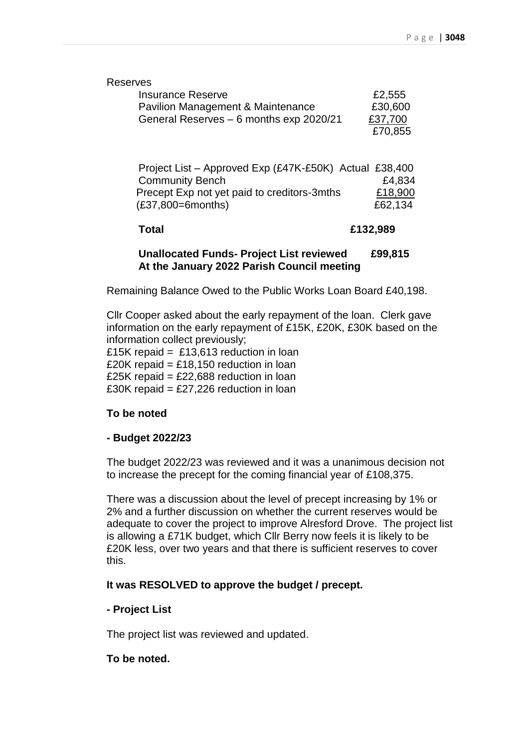Reserves

| | |
|---|---|
| Insurance Reserve | £2,555 |
| Pavilion Management & Maintenance | £30,600 |
| General Reserves – 6 months exp 2020/21 | £37,700 |
| | £70,855 |

| | |
|---|---|
| Project List – Approved Exp (£47K-£50K) Actual | £38,400 |
| Community Bench | £4,834 |
| Precept Exp not yet paid to creditors-3mths (£37,800=6months) | £18,900 |
| | £62,134 |

**Total £132,989**

**Unallocated Funds- Project List reviewed At the January 2022 Parish Council meeting £99,815**

Remaining Balance Owed to the Public Works Loan Board £40,198.

Cllr Cooper asked about the early repayment of the loan. Clerk gave information on the early repayment of £15K, £20K, £30K based on the information collect previously;
£15K repaid = £13,613 reduction in loan
£20K repaid = £18,150 reduction in loan
£25K repaid = £22,688 reduction in loan
£30K repaid = £27,226 reduction in loan

**To be noted**

**- Budget 2022/23**

The budget 2022/23 was reviewed and it was a unanimous decision not to increase the precept for the coming financial year of £108,375.

There was a discussion about the level of precept increasing by 1% or 2% and a further discussion on whether the current reserves would be adequate to cover the project to improve Alresford Drove. The project list is allowing a £71K budget, which Cllr Berry now feels it is likely to be £20K less, over two years and that there is sufficient reserves to cover this.

**It was RESOLVED to approve the budget / precept.**

**- Project List**

The project list was reviewed and updated.

**To be noted.**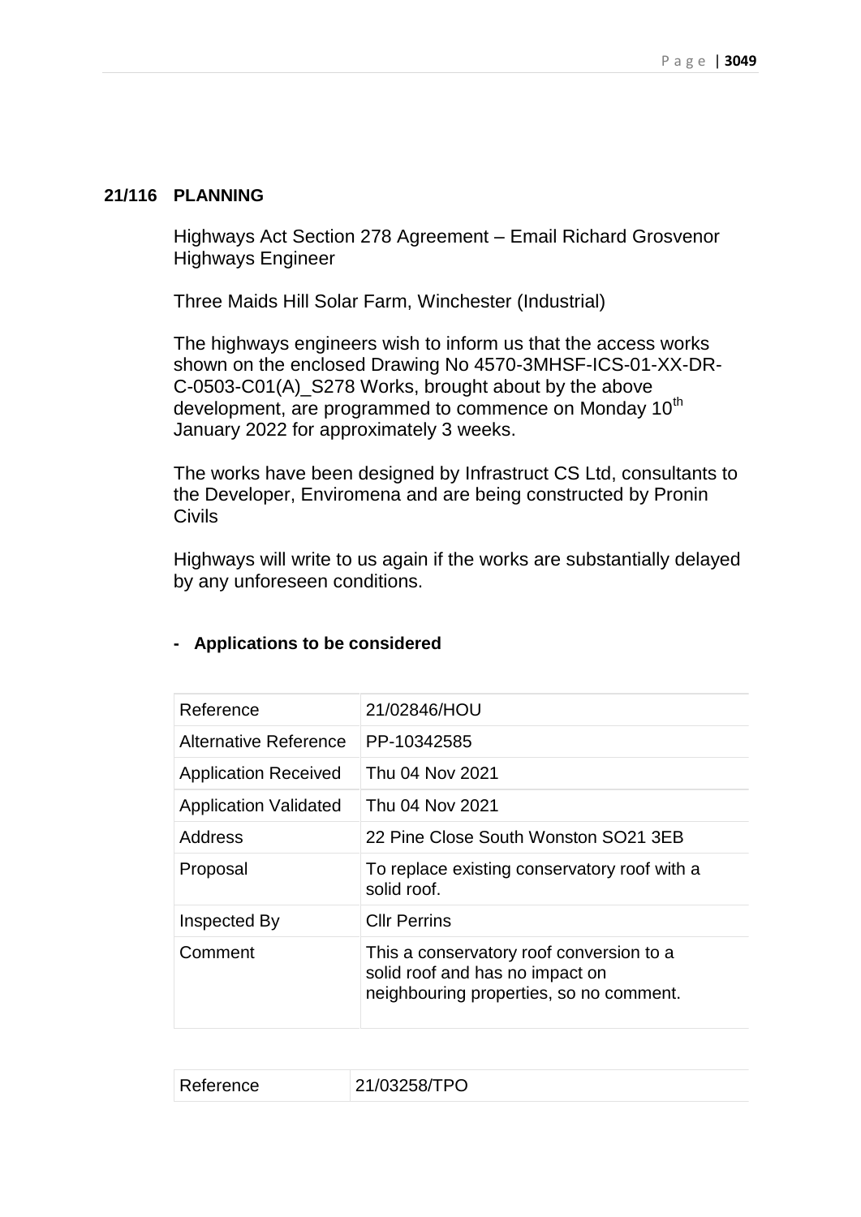## 21/116 PLANNING

Highways Act Section 278 Agreement – Email Richard Grosvenor Highways Engineer

Three Maids Hill Solar Farm, Winchester (Industrial)

The highways engineers wish to inform us that the access works shown on the enclosed Drawing No 4570-3MHSF-ICS-01-XX-DR-C-0503-C01(A)_S278 Works, brought about by the above development, are programmed to commence on Monday 10th January 2022 for approximately 3 weeks.

The works have been designed by Infrastruct CS Ltd, consultants to the Developer, Enviromena and are being constructed by Pronin Civils

Highways will write to us again if the works are substantially delayed by any unforeseen conditions.

- **Applications to be considered**

| Reference | 21/02846/HOU |
|---|---|
| Alternative Reference | PP-10342585 |
| Application Received | Thu 04 Nov 2021 |
| Application Validated | Thu 04 Nov 2021 |
| Address | 22 Pine Close South Wonston SO21 3EB |
| Proposal | To replace existing conservatory roof with a solid roof. |
| Inspected By | Cllr Perrins |
| Comment | This a conservatory roof conversion to a solid roof and has no impact on neighbouring properties, so no comment. |

| Reference | 21/03258/TPO |
|---|---|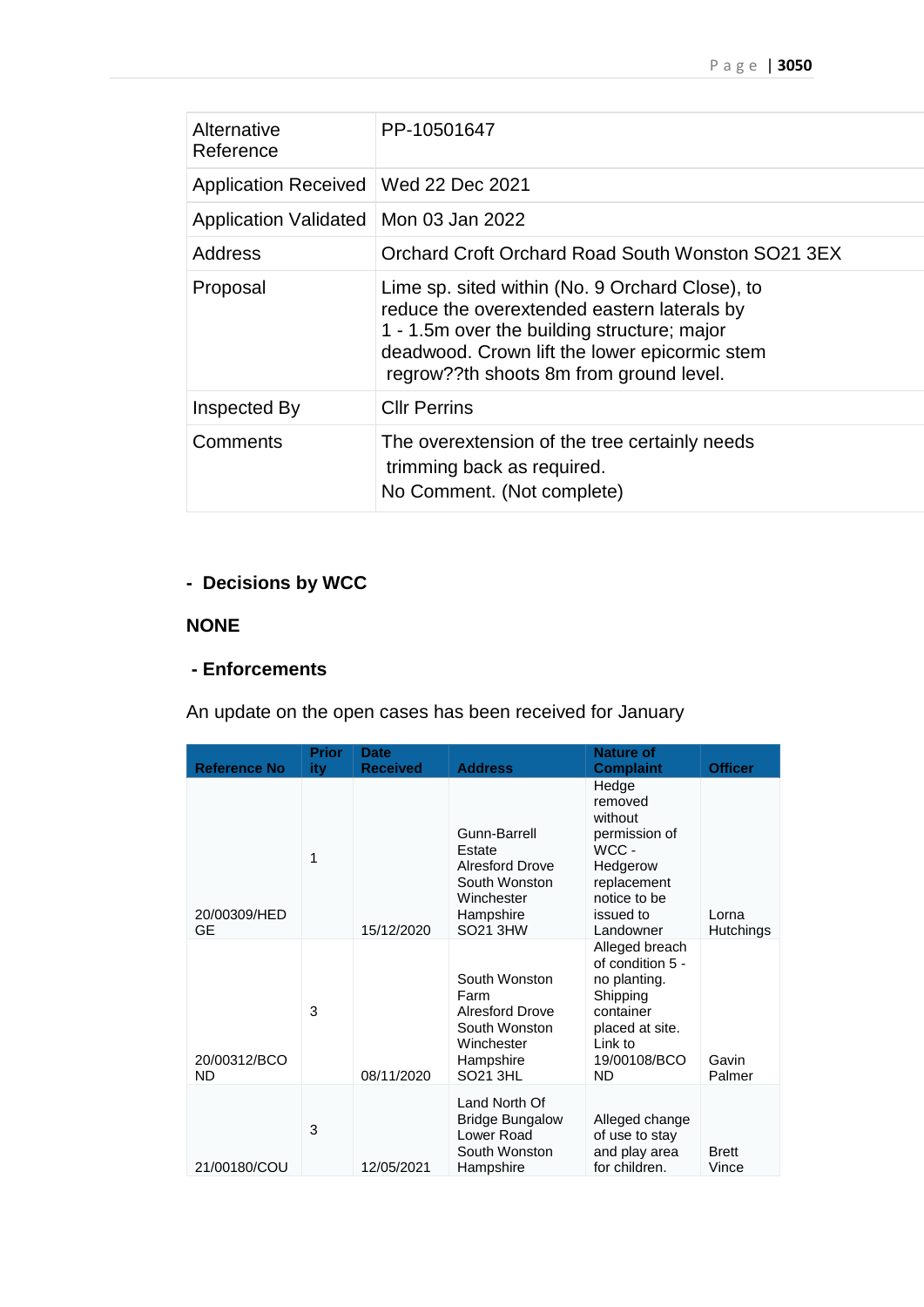| | |
|---|---|
| Alternative Reference | PP-10501647 |
| Application Received | Wed 22 Dec 2021 |
| Application Validated | Mon 03 Jan 2022 |
| Address | Orchard Croft Orchard Road South Wonston SO21 3EX |
| Proposal | Lime sp. sited within (No. 9 Orchard Close), to reduce the overextended eastern laterals by 1 - 1.5m over the building structure; major deadwood. Crown lift the lower epicormic stem regrow??th shoots 8m from ground level. |
| Inspected By | Cllr Perrins |
| Comments | The overextension of the tree certainly needs trimming back as required.<br>No Comment. (Not complete) |

## - Decisions by WCC

**NONE**

## - Enforcements

An update on the open cases has been received for January

| Reference No | Priority | Date Received | Address | Nature of Complaint | Officer |
|---|---|---|---|---|---|
| 20/00309/HEDGE | 1 | 15/12/2020 | Gunn-Barrell Estate Alresford Drove South Wonston Winchester Hampshire SO21 3HW | Hedge removed without permission of WCC - Hedgerow replacement notice to be issued to Landowner | Lorna Hutchings |
| 20/00312/BCOND | 3 | 08/11/2020 | South Wonston Farm Alresford Drove South Wonston Winchester Hampshire SO21 3HL | Alleged breach of condition 5 - no planting. Shipping container placed at site. Link to 19/00108/BCOND | Gavin Palmer |
| 21/00180/COU | 3 | 12/05/2021 | Land North Of Bridge Bungalow Lower Road South Wonston Hampshire | Alleged change of use to stay and play area for children. | Brett Vince |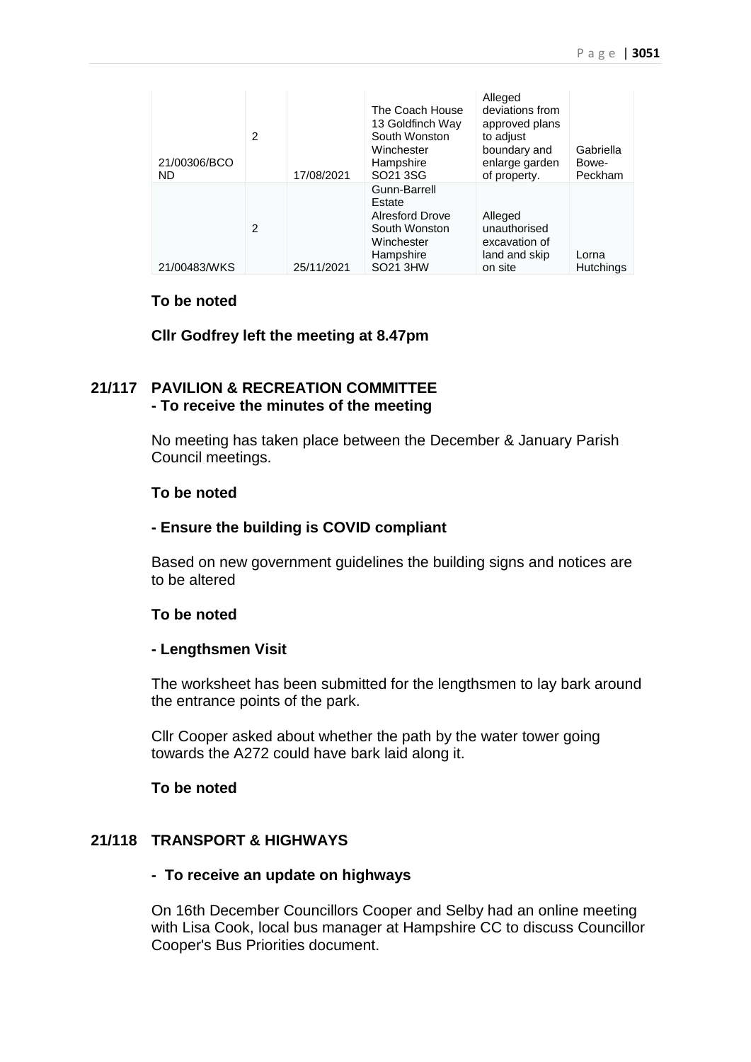| | | | | | |
|---|---|---|---|---|---|
| 21/00306/BCOND | 2 | 17/08/2021 | The Coach House 13 Goldfinch Way South Wonston Winchester Hampshire SO21 3SG | Alleged deviations from approved plans to adjust boundary and enlarge garden of property. | Gabriella Bowe-Peckham |
| 21/00483/WKS | 2 | 25/11/2021 | Gunn-Barrell Estate Alresford Drove South Wonston Winchester Hampshire SO21 3HW | Alleged unauthorised excavation of land and skip on site | Lorna Hutchings |

**To be noted**

**Cllr Godfrey left the meeting at 8.47pm**

## 21/117 PAVILION & RECREATION COMMITTEE

**- To receive the minutes of the meeting**

No meeting has taken place between the December & January Parish Council meetings.

**To be noted**

**- Ensure the building is COVID compliant**

Based on new government guidelines the building signs and notices are to be altered

**To be noted**

**- Lengthsmen Visit**

The worksheet has been submitted for the lengthsmen to lay bark around the entrance points of the park.

Cllr Cooper asked about whether the path by the water tower going towards the A272 could have bark laid along it.

**To be noted**

## 21/118 TRANSPORT & HIGHWAYS

**- To receive an update on highways**

On 16th December Councillors Cooper and Selby had an online meeting with Lisa Cook, local bus manager at Hampshire CC to discuss Councillor Cooper's Bus Priorities document.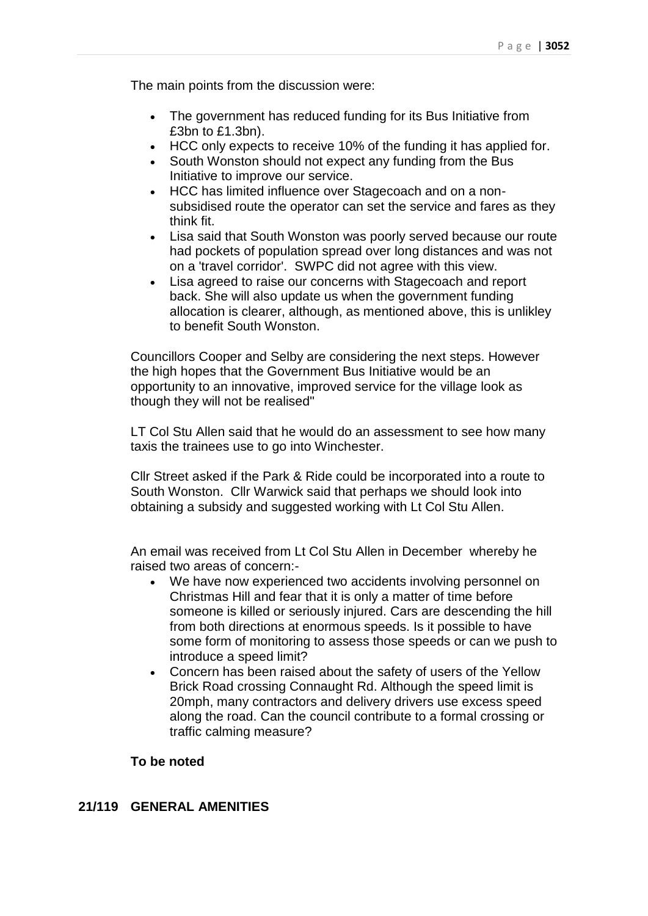The main points from the discussion were:

- The government has reduced funding for its Bus Initiative from £3bn to £1.3bn).
- HCC only expects to receive 10% of the funding it has applied for.
- South Wonston should not expect any funding from the Bus Initiative to improve our service.
- HCC has limited influence over Stagecoach and on a non-subsidised route the operator can set the service and fares as they think fit.
- Lisa said that South Wonston was poorly served because our route had pockets of population spread over long distances and was not on a 'travel corridor'. SWPC did not agree with this view.
- Lisa agreed to raise our concerns with Stagecoach and report back. She will also update us when the government funding allocation is clearer, although, as mentioned above, this is unlikley to benefit South Wonston.

Councillors Cooper and Selby are considering the next steps. However the high hopes that the Government Bus Initiative would be an opportunity to an innovative, improved service for the village look as though they will not be realised"

LT Col Stu Allen said that he would do an assessment to see how many taxis the trainees use to go into Winchester.

Cllr Street asked if the Park & Ride could be incorporated into a route to South Wonston. Cllr Warwick said that perhaps we should look into obtaining a subsidy and suggested working with Lt Col Stu Allen.

An email was received from Lt Col Stu Allen in December whereby he raised two areas of concern:-

- We have now experienced two accidents involving personnel on Christmas Hill and fear that it is only a matter of time before someone is killed or seriously injured. Cars are descending the hill from both directions at enormous speeds. Is it possible to have some form of monitoring to assess those speeds or can we push to introduce a speed limit?
- Concern has been raised about the safety of users of the Yellow Brick Road crossing Connaught Rd. Although the speed limit is 20mph, many contractors and delivery drivers use excess speed along the road. Can the council contribute to a formal crossing or traffic calming measure?

**To be noted**

## 21/119 GENERAL AMENITIES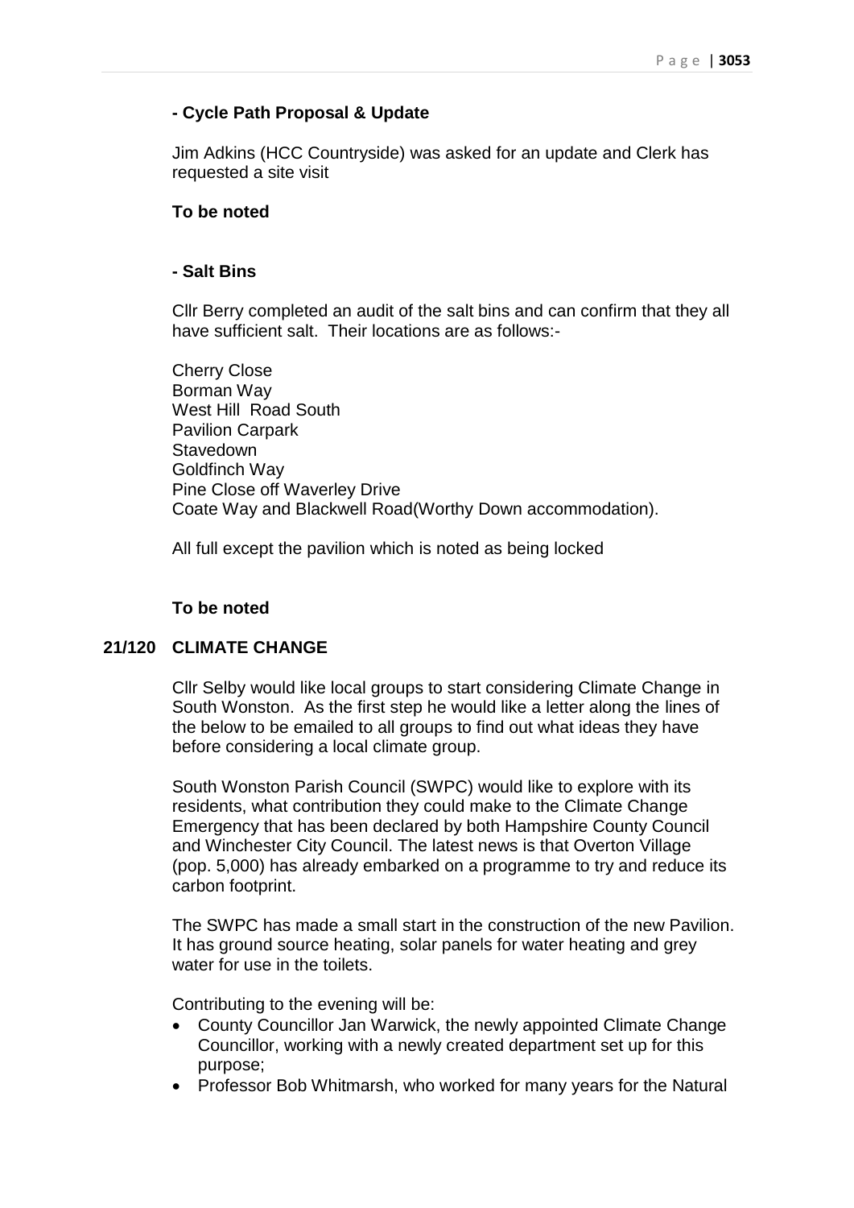**- Cycle Path Proposal & Update**

Jim Adkins (HCC Countryside) was asked for an update and Clerk has requested a site visit

**To be noted**

**- Salt Bins**

Cllr Berry completed an audit of the salt bins and can confirm that they all have sufficient salt. Their locations are as follows:-

Cherry Close
Borman Way
West Hill Road South
Pavilion Carpark
Stavedown
Goldfinch Way
Pine Close off Waverley Drive
Coate Way and Blackwell Road(Worthy Down accommodation).

All full except the pavilion which is noted as being locked

**To be noted**

## 21/120 CLIMATE CHANGE

Cllr Selby would like local groups to start considering Climate Change in South Wonston. As the first step he would like a letter along the lines of the below to be emailed to all groups to find out what ideas they have before considering a local climate group.

South Wonston Parish Council (SWPC) would like to explore with its residents, what contribution they could make to the Climate Change Emergency that has been declared by both Hampshire County Council and Winchester City Council. The latest news is that Overton Village (pop. 5,000) has already embarked on a programme to try and reduce its carbon footprint.

The SWPC has made a small start in the construction of the new Pavilion. It has ground source heating, solar panels for water heating and grey water for use in the toilets.

Contributing to the evening will be:

- County Councillor Jan Warwick, the newly appointed Climate Change Councillor, working with a newly created department set up for this purpose;
- Professor Bob Whitmarsh, who worked for many years for the Natural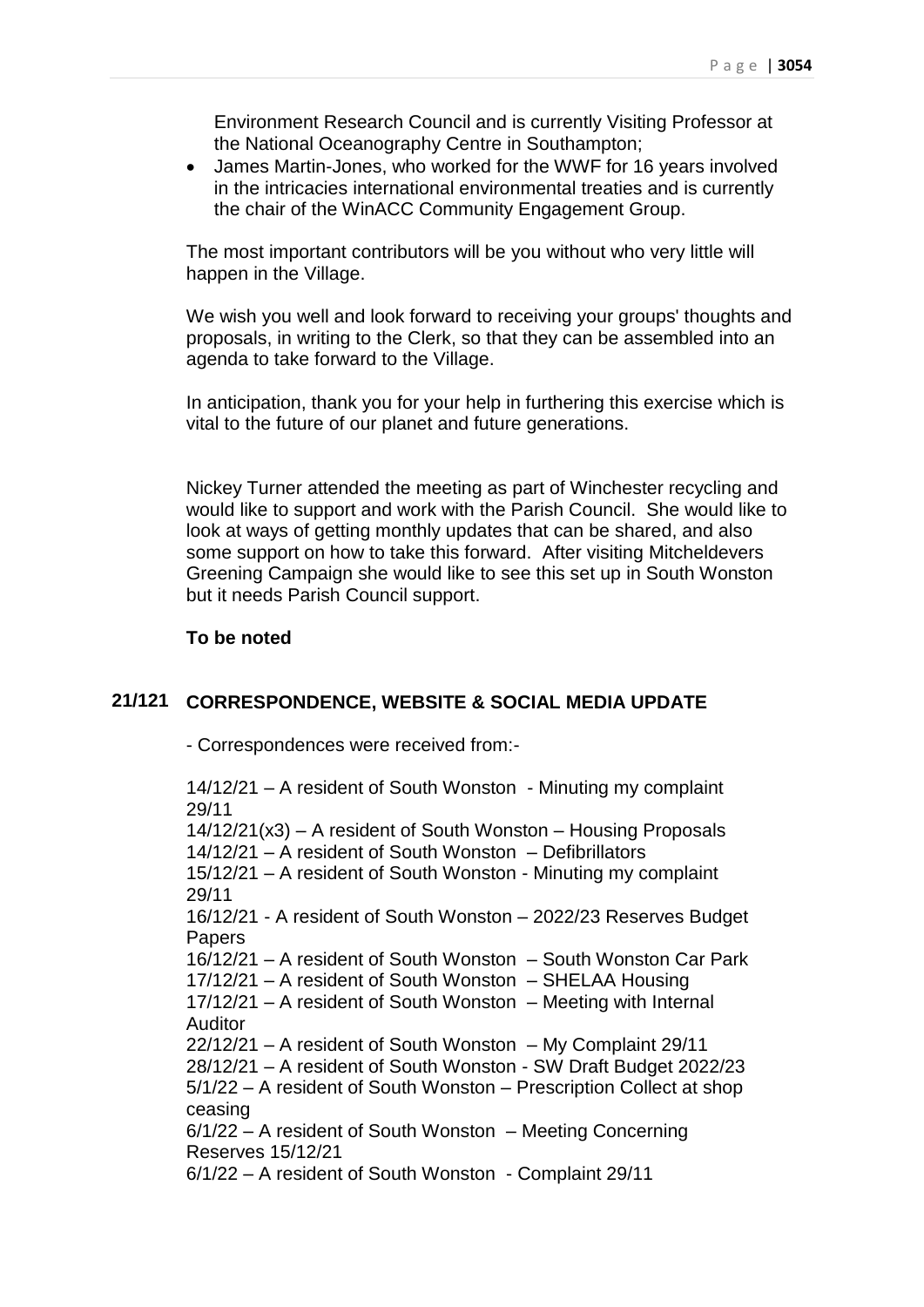Environment Research Council and is currently Visiting Professor at the National Oceanography Centre in Southampton;

- James Martin-Jones, who worked for the WWF for 16 years involved in the intricacies international environmental treaties and is currently the chair of the WinACC Community Engagement Group.

The most important contributors will be you without who very little will happen in the Village.

We wish you well and look forward to receiving your groups' thoughts and proposals, in writing to the Clerk, so that they can be assembled into an agenda to take forward to the Village.

In anticipation, thank you for your help in furthering this exercise which is vital to the future of our planet and future generations.

Nickey Turner attended the meeting as part of Winchester recycling and would like to support and work with the Parish Council. She would like to look at ways of getting monthly updates that can be shared, and also some support on how to take this forward. After visiting Mitcheldevers Greening Campaign she would like to see this set up in South Wonston but it needs Parish Council support.

**To be noted**

## 21/121 CORRESPONDENCE, WEBSITE & SOCIAL MEDIA UPDATE

- Correspondences were received from:-

14/12/21 – A resident of South Wonston - Minuting my complaint 29/11
14/12/21(x3) – A resident of South Wonston – Housing Proposals
14/12/21 – A resident of South Wonston – Defibrillators
15/12/21 – A resident of South Wonston - Minuting my complaint 29/11
16/12/21 - A resident of South Wonston – 2022/23 Reserves Budget Papers
16/12/21 – A resident of South Wonston – South Wonston Car Park
17/12/21 – A resident of South Wonston – SHELAA Housing
17/12/21 – A resident of South Wonston – Meeting with Internal Auditor
22/12/21 – A resident of South Wonston – My Complaint 29/11
28/12/21 – A resident of South Wonston - SW Draft Budget 2022/23
5/1/22 – A resident of South Wonston – Prescription Collect at shop ceasing
6/1/22 – A resident of South Wonston – Meeting Concerning Reserves 15/12/21
6/1/22 – A resident of South Wonston - Complaint 29/11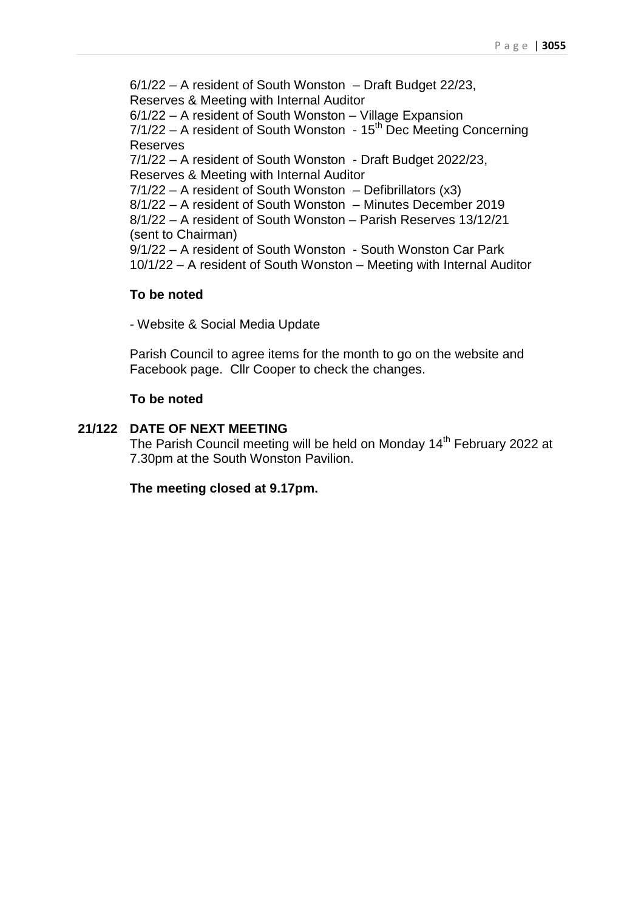6/1/22 – A resident of South Wonston – Draft Budget 22/23, Reserves & Meeting with Internal Auditor
6/1/22 – A resident of South Wonston – Village Expansion
7/1/22 – A resident of South Wonston - 15th Dec Meeting Concerning Reserves
7/1/22 – A resident of South Wonston - Draft Budget 2022/23, Reserves & Meeting with Internal Auditor
7/1/22 – A resident of South Wonston – Defibrillators (x3)
8/1/22 – A resident of South Wonston – Minutes December 2019
8/1/22 – A resident of South Wonston – Parish Reserves 13/12/21 (sent to Chairman)
9/1/22 – A resident of South Wonston - South Wonston Car Park
10/1/22 – A resident of South Wonston – Meeting with Internal Auditor

**To be noted**

- Website & Social Media Update

Parish Council to agree items for the month to go on the website and Facebook page. Cllr Cooper to check the changes.

**To be noted**

**21/122 DATE OF NEXT MEETING**

The Parish Council meeting will be held on Monday 14th February 2022 at 7.30pm at the South Wonston Pavilion.

**The meeting closed at 9.17pm.**